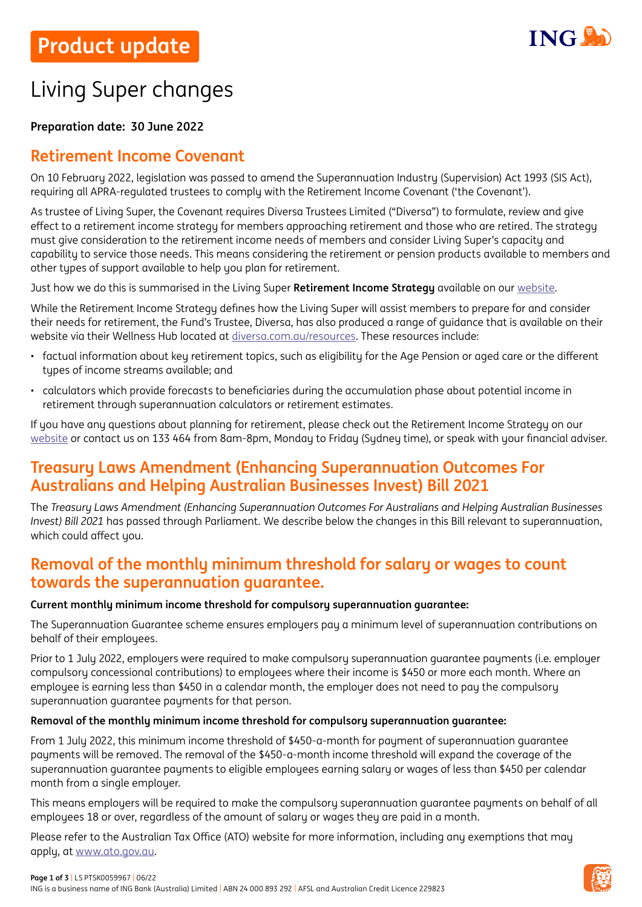# Product update

# Living Super changes

**Preparation date: 30 June 2022**

## Retirement Income Covenant

On 10 February 2022, legislation was passed to amend the Superannuation Industry (Supervision) Act 1993 (SIS Act), requiring all APRA-regulated trustees to comply with the Retirement Income Covenant ('the Covenant').

As trustee of Living Super, the Covenant requires Diversa Trustees Limited ("Diversa") to formulate, review and give effect to a retirement income strategy for members approaching retirement and those who are retired. The strategy must give consideration to the retirement income needs of members and consider Living Super's capacity and capability to service those needs. This means considering the retirement or pension products available to members and other types of support available to help you plan for retirement.

Just how we do this is summarised in the Living Super **Retirement Income Strategy** available on our website.

While the Retirement Income Strategy defines how the Living Super will assist members to prepare for and consider their needs for retirement, the Fund's Trustee, Diversa, has also produced a range of guidance that is available on their website via their Wellness Hub located at diversa.com.au/resources. These resources include:

- factual information about key retirement topics, such as eligibility for the Age Pension or aged care or the different types of income streams available; and
- calculators which provide forecasts to beneficiaries during the accumulation phase about potential income in retirement through superannuation calculators or retirement estimates.

If you have any questions about planning for retirement, please check out the Retirement Income Strategy on our website or contact us on 133 464 from 8am-8pm, Monday to Friday (Sydney time), or speak with your financial adviser.

## Treasury Laws Amendment (Enhancing Superannuation Outcomes For Australians and Helping Australian Businesses Invest) Bill 2021

The *Treasury Laws Amendment (Enhancing Superannuation Outcomes For Australians and Helping Australian Businesses Invest) Bill 2021* has passed through Parliament. We describe below the changes in this Bill relevant to superannuation, which could affect you.

## Removal of the monthly minimum threshold for salary or wages to count towards the superannuation guarantee.

**Current monthly minimum income threshold for compulsory superannuation guarantee:**

The Superannuation Guarantee scheme ensures employers pay a minimum level of superannuation contributions on behalf of their employees.

Prior to 1 July 2022, employers were required to make compulsory superannuation guarantee payments (i.e. employer compulsory concessional contributions) to employees where their income is $450 or more each month. Where an employee is earning less than $450 in a calendar month, the employer does not need to pay the compulsory superannuation guarantee payments for that person.

**Removal of the monthly minimum income threshold for compulsory superannuation guarantee:**

From 1 July 2022, this minimum income threshold of $450-a-month for payment of superannuation guarantee payments will be removed. The removal of the $450-a-month income threshold will expand the coverage of the superannuation guarantee payments to eligible employees earning salary or wages of less than $450 per calendar month from a single employer.

This means employers will be required to make the compulsory superannuation guarantee payments on behalf of all employees 18 or over, regardless of the amount of salary or wages they are paid in a month.

Please refer to the Australian Tax Office (ATO) website for more information, including any exemptions that may apply, at www.ato.gov.au.

LS PTSK0059967 | 06/22
ING is a business name of ING Bank (Australia) Limited | ABN 24 000 893 292 | AFSL and Australian Credit Licence 229823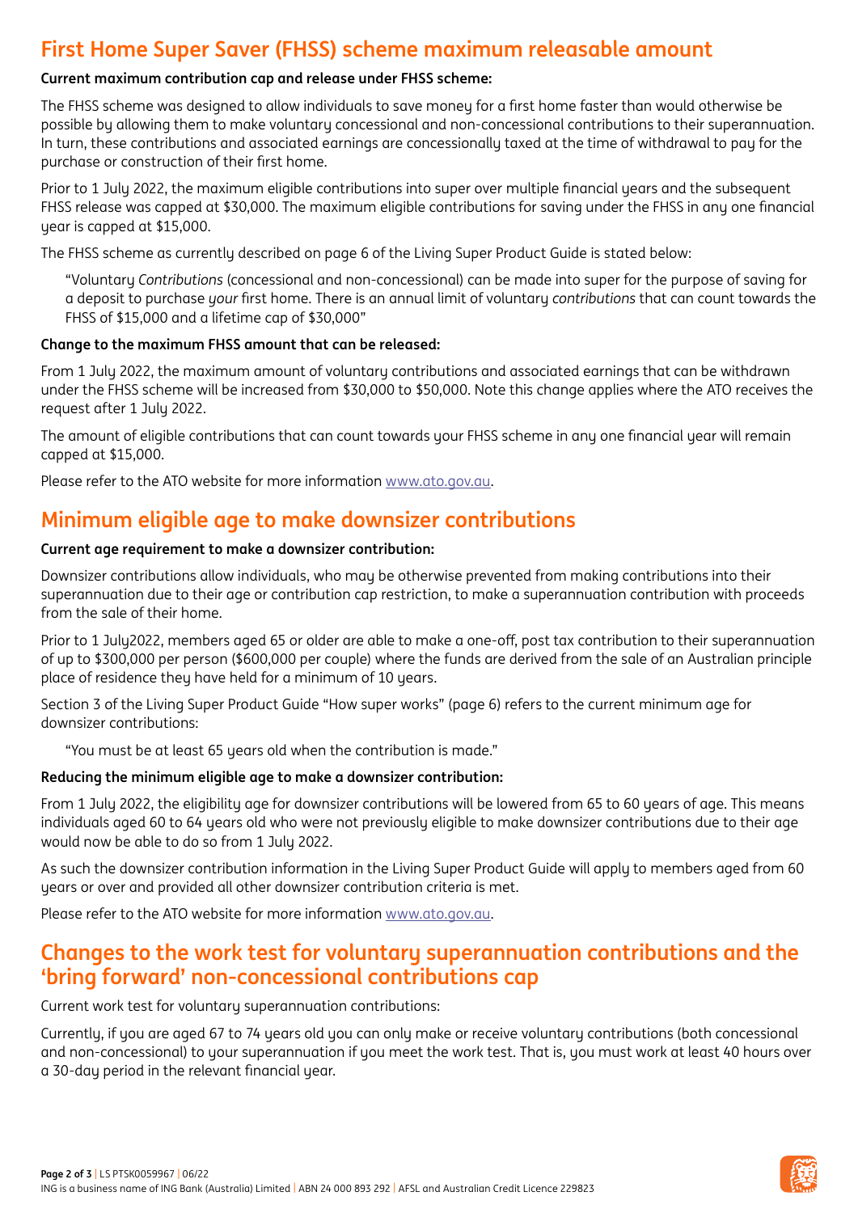## First Home Super Saver (FHSS) scheme maximum releasable amount

**Current maximum contribution cap and release under FHSS scheme:**

The FHSS scheme was designed to allow individuals to save money for a first home faster than would otherwise be possible by allowing them to make voluntary concessional and non-concessional contributions to their superannuation. In turn, these contributions and associated earnings are concessionally taxed at the time of withdrawal to pay for the purchase or construction of their first home.

Prior to 1 July 2022, the maximum eligible contributions into super over multiple financial years and the subsequent FHSS release was capped at $30,000. The maximum eligible contributions for saving under the FHSS in any one financial year is capped at $15,000.

The FHSS scheme as currently described on page 6 of the Living Super Product Guide is stated below:

> "Voluntary *Contributions* (concessional and non-concessional) can be made into super for the purpose of saving for a deposit to purchase *your* first home. There is an annual limit of voluntary *contributions* that can count towards the FHSS of $15,000 and a lifetime cap of $30,000"

**Change to the maximum FHSS amount that can be released:**

From 1 July 2022, the maximum amount of voluntary contributions and associated earnings that can be withdrawn under the FHSS scheme will be increased from $30,000 to $50,000. Note this change applies where the ATO receives the request after 1 July 2022.

The amount of eligible contributions that can count towards your FHSS scheme in any one financial year will remain capped at $15,000.

Please refer to the ATO website for more information www.ato.gov.au.

## Minimum eligible age to make downsizer contributions

**Current age requirement to make a downsizer contribution:**

Downsizer contributions allow individuals, who may be otherwise prevented from making contributions into their superannuation due to their age or contribution cap restriction, to make a superannuation contribution with proceeds from the sale of their home.

Prior to 1 July2022, members aged 65 or older are able to make a one-off, post tax contribution to their superannuation of up to $300,000 per person ($600,000 per couple) where the funds are derived from the sale of an Australian principle place of residence they have held for a minimum of 10 years.

Section 3 of the Living Super Product Guide "How super works" (page 6) refers to the current minimum age for downsizer contributions:

> "You must be at least 65 years old when the contribution is made."

**Reducing the minimum eligible age to make a downsizer contribution:**

From 1 July 2022, the eligibility age for downsizer contributions will be lowered from 65 to 60 years of age. This means individuals aged 60 to 64 years old who were not previously eligible to make downsizer contributions due to their age would now be able to do so from 1 July 2022.

As such the downsizer contribution information in the Living Super Product Guide will apply to members aged from 60 years or over and provided all other downsizer contribution criteria is met.

Please refer to the ATO website for more information www.ato.gov.au.

## Changes to the work test for voluntary superannuation contributions and the 'bring forward' non-concessional contributions cap

Current work test for voluntary superannuation contributions:

Currently, if you are aged 67 to 74 years old you can only make or receive voluntary contributions (both concessional and non-concessional) to your superannuation if you meet the work test. That is, you must work at least 40 hours over a 30-day period in the relevant financial year.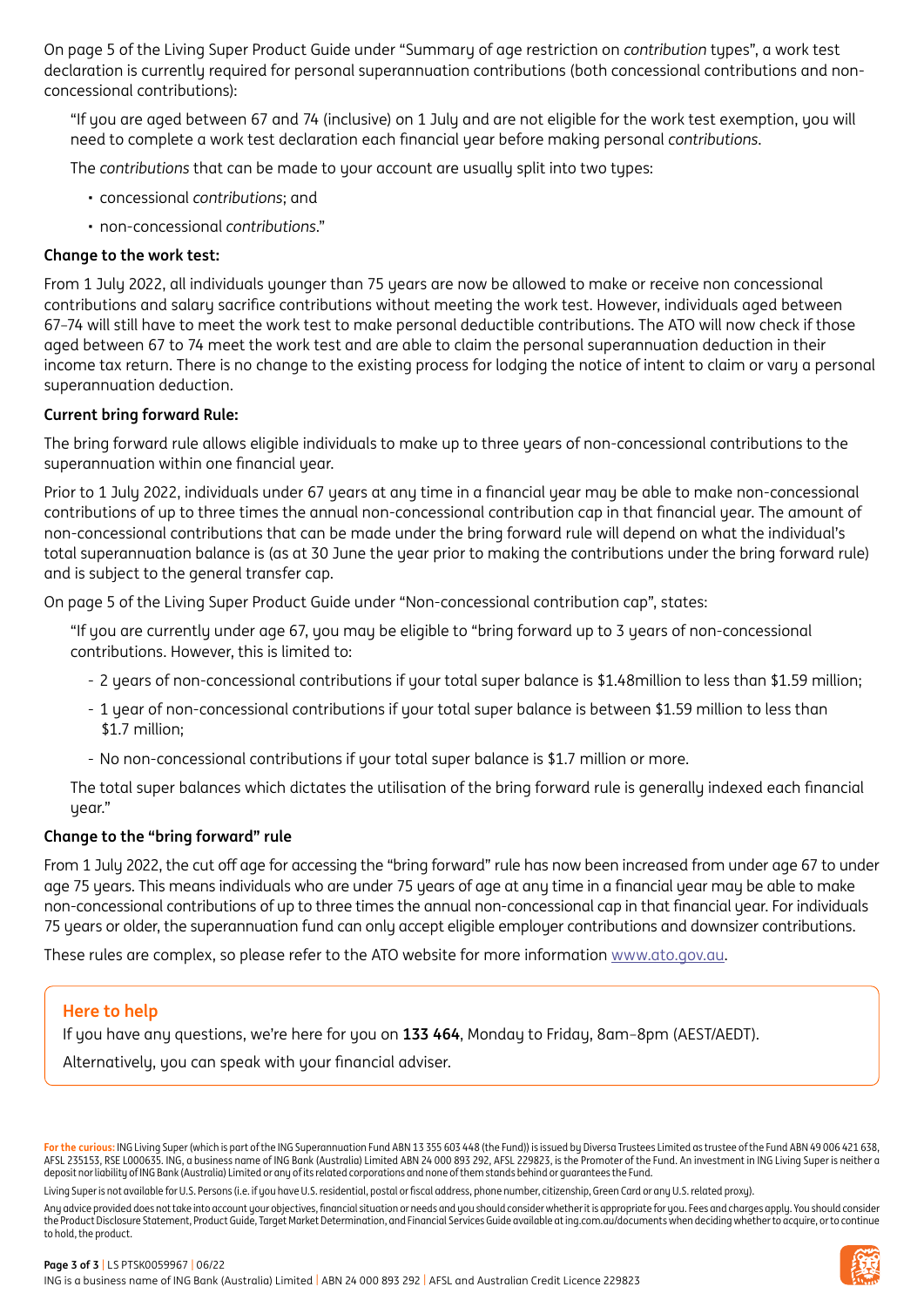On page 5 of the Living Super Product Guide under "Summary of age restriction on *contribution* types", a work test declaration is currently required for personal superannuation contributions (both concessional contributions and non-concessional contributions):

> "If you are aged between 67 and 74 (inclusive) on 1 July and are not eligible for the work test exemption, you will need to complete a work test declaration each financial year before making personal *contributions*.
>
> The *contributions* that can be made to your account are usually split into two types:
>
> - concessional *contributions*; and
> - non-concessional *contributions*."

**Change to the work test:**

From 1 July 2022, all individuals younger than 75 years are now be allowed to make or receive non concessional contributions and salary sacrifice contributions without meeting the work test. However, individuals aged between 67–74 will still have to meet the work test to make personal deductible contributions. The ATO will now check if those aged between 67 to 74 meet the work test and are able to claim the personal superannuation deduction in their income tax return. There is no change to the existing process for lodging the notice of intent to claim or vary a personal superannuation deduction.

**Current bring forward Rule:**

The bring forward rule allows eligible individuals to make up to three years of non-concessional contributions to the superannuation within one financial year.

Prior to 1 July 2022, individuals under 67 years at any time in a financial year may be able to make non-concessional contributions of up to three times the annual non-concessional contribution cap in that financial year. The amount of non-concessional contributions that can be made under the bring forward rule will depend on what the individual's total superannuation balance is (as at 30 June the year prior to making the contributions under the bring forward rule) and is subject to the general transfer cap.

On page 5 of the Living Super Product Guide under "Non-concessional contribution cap", states:

> "If you are currently under age 67, you may be eligible to "bring forward up to 3 years of non-concessional contributions. However, this is limited to:
>
> - 2 years of non-concessional contributions if your total super balance is $1.48million to less than $1.59 million;
> - 1 year of non-concessional contributions if your total super balance is between $1.59 million to less than $1.7 million;
> - No non-concessional contributions if your total super balance is $1.7 million or more.
>
> The total super balances which dictates the utilisation of the bring forward rule is generally indexed each financial year."

**Change to the "bring forward" rule**

From 1 July 2022, the cut off age for accessing the "bring forward" rule has now been increased from under age 67 to under age 75 years. This means individuals who are under 75 years of age at any time in a financial year may be able to make non-concessional contributions of up to three times the annual non-concessional cap in that financial year. For individuals 75 years or older, the superannuation fund can only accept eligible employer contributions and downsizer contributions.

These rules are complex, so please refer to the ATO website for more information www.ato.gov.au.

## Here to help

If you have any questions, we're here for you on **133 464**, Monday to Friday, 8am–8pm (AEST/AEDT).

Alternatively, you can speak with your financial adviser.

**For the curious:** ING Living Super (which is part of the ING Superannuation Fund ABN 13 355 603 448 (the Fund)) is issued by Diversa Trustees Limited as trustee of the Fund ABN 49 006 421 638, AFSL 235153, RSE L000635. ING, a business name of ING Bank (Australia) Limited ABN 24 000 893 292, AFSL 229823, is the Promoter of the Fund. An investment in ING Living Super is neither a deposit nor liability of ING Bank (Australia) Limited or any of its related corporations and none of them stands behind or guarantees the Fund.

Living Super is not available for U.S. Persons (i.e. if you have U.S. residential, postal or fiscal address, phone number, citizenship, Green Card or any U.S. related proxy).

Any advice provided does not take into account your objectives, financial situation or needs and you should consider whether it is appropriate for you. Fees and charges apply. You should consider the Product Disclosure Statement, Product Guide, Target Market Determination, and Financial Services Guide available at ing.com.au/documents when deciding whether to acquire, or to continue to hold, the product.

LS PTSK0059967 | 06/22

ING is a business name of ING Bank (Australia) Limited | ABN 24 000 893 292 | AFSL and Australian Credit Licence 229823